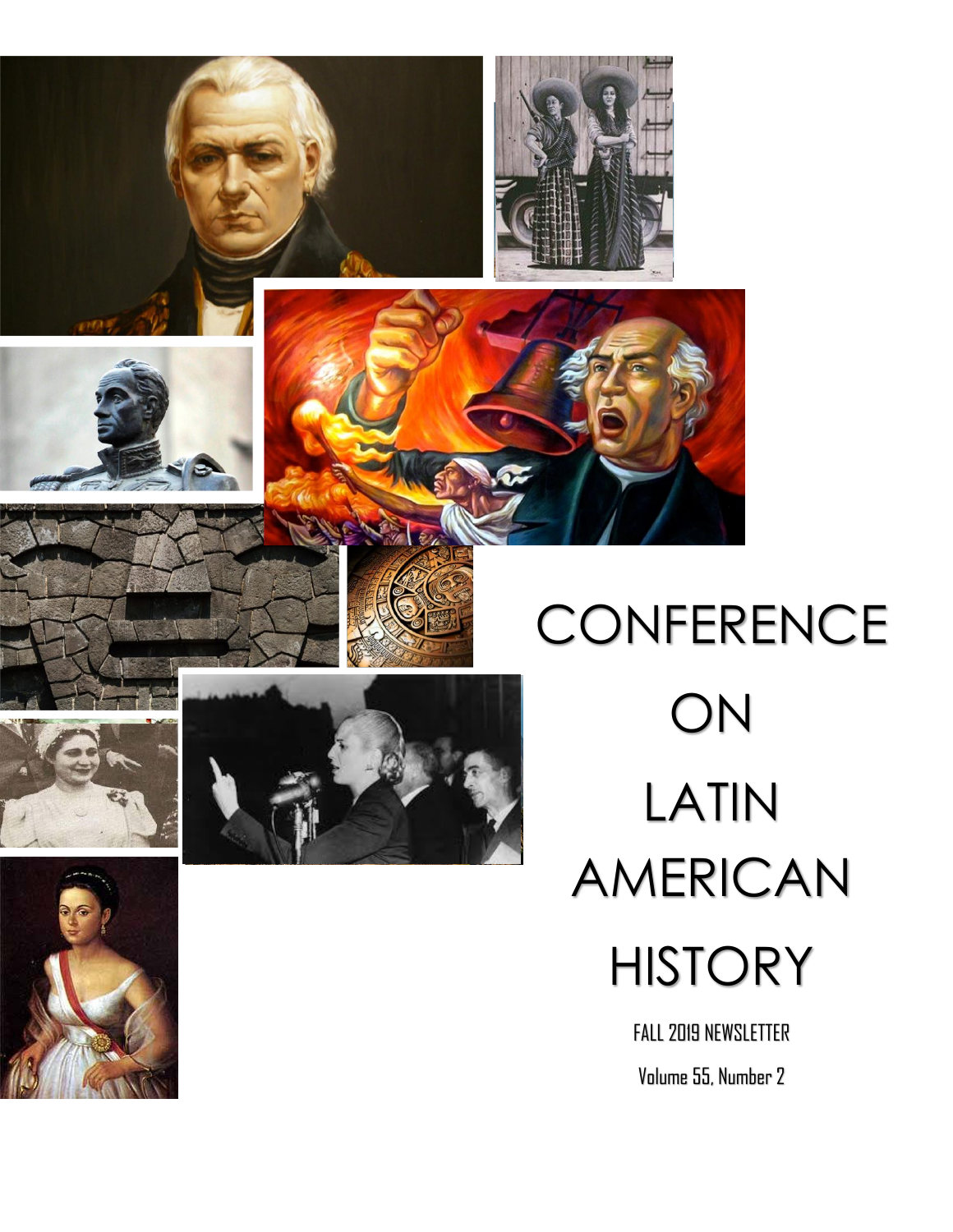# CONFERENCE ON LATIN AMERICAN HISTORY

FALL 2019 NEWSLETTER

Volume 55, Number 2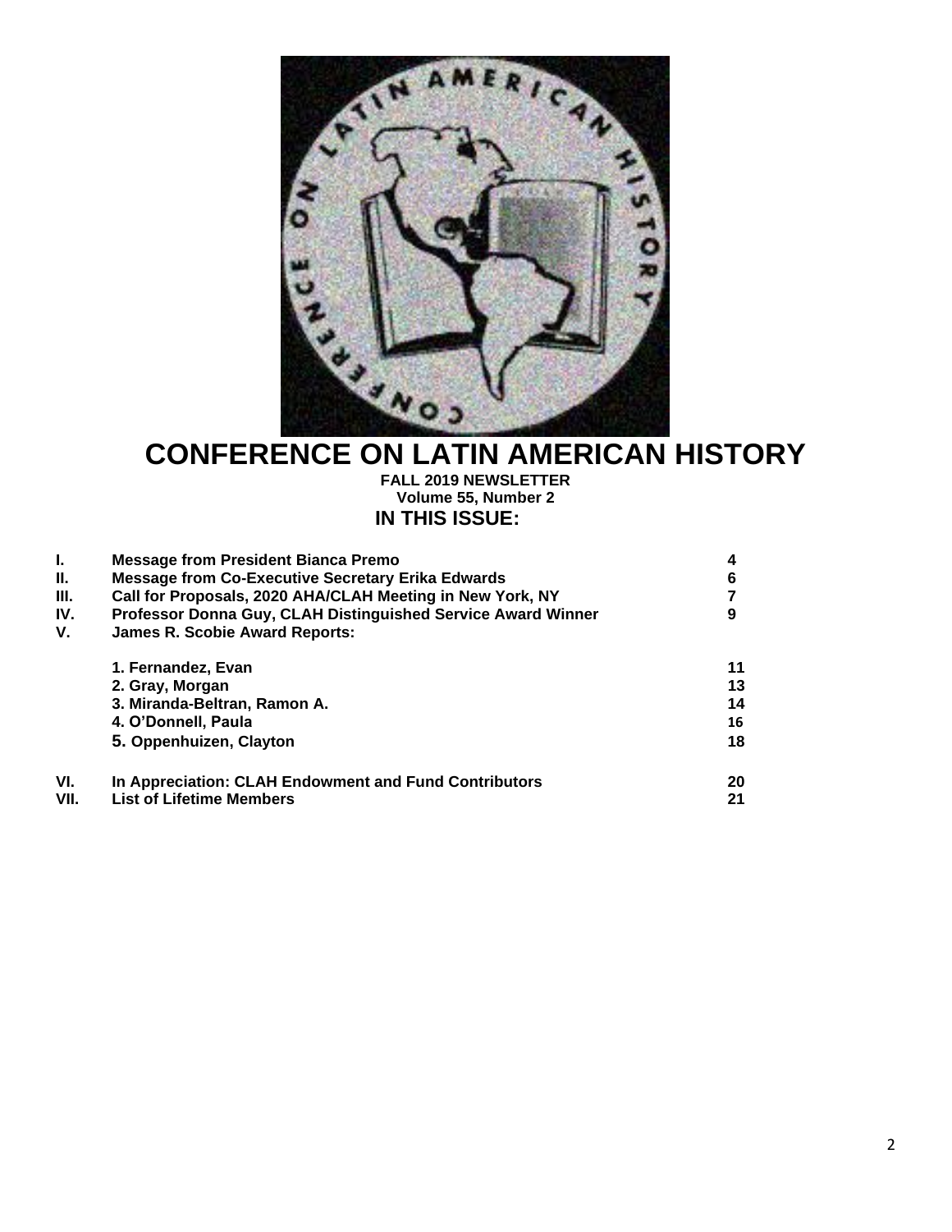# CONFERENCE ON LATIN AMERICAN HISTORY

**FALL 2019 NEWSLETTER**
**Volume 55, Number 2**

## IN THIS ISSUE:

| | | |
|---|---|---|
| **I.** | **Message from President Bianca Premo** | **4** |
| **II.** | **Message from Co-Executive Secretary Erika Edwards** | **6** |
| **III.** | **Call for Proposals, 2020 AHA/CLAH Meeting in New York, NY** | **7** |
| **IV.** | **Professor Donna Guy, CLAH Distinguished Service Award Winner** | **9** |
| **V.** | **James R. Scobie Award Reports:** | |
| | **1. Fernandez, Evan** | **11** |
| | **2. Gray, Morgan** | **13** |
| | **3. Miranda-Beltran, Ramon A.** | **14** |
| | **4. O'Donnell, Paula** | **16** |
| | **5. Oppenhuizen, Clayton** | **18** |
| **VI.** | **In Appreciation: CLAH Endowment and Fund Contributors** | **20** |
| **VII.** | **List of Lifetime Members** | **21** |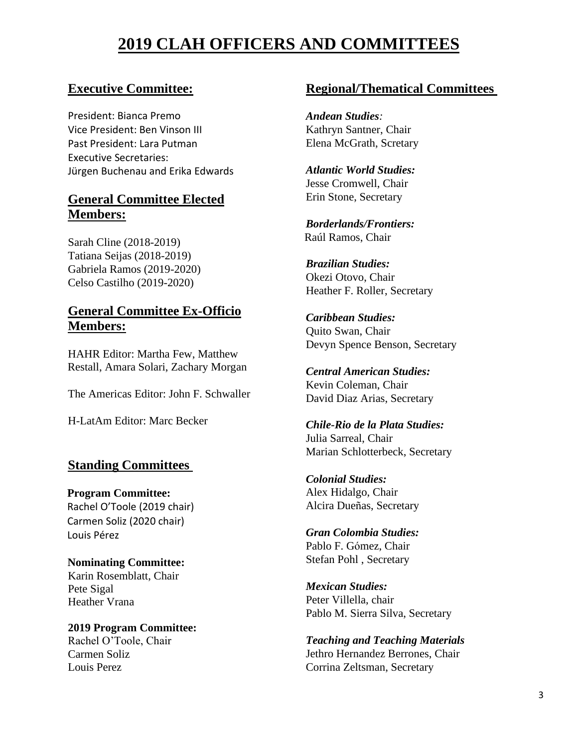# 2019 CLAH OFFICERS AND COMMITTEES

## Executive Committee:

President: Bianca Premo
Vice President: Ben Vinson III
Past President: Lara Putman
Executive Secretaries:
Jürgen Buchenau and Erika Edwards

## General Committee Elected Members:

Sarah Cline (2018-2019)
Tatiana Seijas (2018-2019)
Gabriela Ramos (2019-2020)
Celso Castilho (2019-2020)

## General Committee Ex-Officio Members:

HAHR Editor: Martha Few, Matthew Restall, Amara Solari, Zachary Morgan

The Americas Editor: John F. Schwaller

H-LatAm Editor: Marc Becker

## Standing Committees

**Program Committee:**
Rachel O'Toole (2019 chair)
Carmen Soliz (2020 chair)
Louis Pérez

**Nominating Committee:**
Karin Rosemblatt, Chair
Pete Sigal
Heather Vrana

**2019 Program Committee:**
Rachel O'Toole, Chair
Carmen Soliz
Louis Perez

## Regional/Thematical Committees

***Andean Studies:***
Kathryn Santner, Chair
Elena McGrath, Scretary

***Atlantic World Studies:***
Jesse Cromwell, Chair
Erin Stone, Secretary

***Borderlands/Frontiers:***
Raúl Ramos, Chair

***Brazilian Studies:***
Okezi Otovo, Chair
Heather F. Roller, Secretary

***Caribbean Studies:***
Quito Swan, Chair
Devyn Spence Benson, Secretary

***Central American Studies:***
Kevin Coleman, Chair
David Diaz Arias, Secretary

***Chile-Rio de la Plata Studies:***
Julia Sarreal, Chair
Marian Schlotterbeck, Secretary

***Colonial Studies:***
Alex Hidalgo, Chair
Alcira Dueñas, Secretary

***Gran Colombia Studies:***
Pablo F. Gómez, Chair
Stefan Pohl , Secretary

***Mexican Studies:***
Peter Villella, chair
Pablo M. Sierra Silva, Secretary

***Teaching and Teaching Materials***
Jethro Hernandez Berrones, Chair
Corrina Zeltsman, Secretary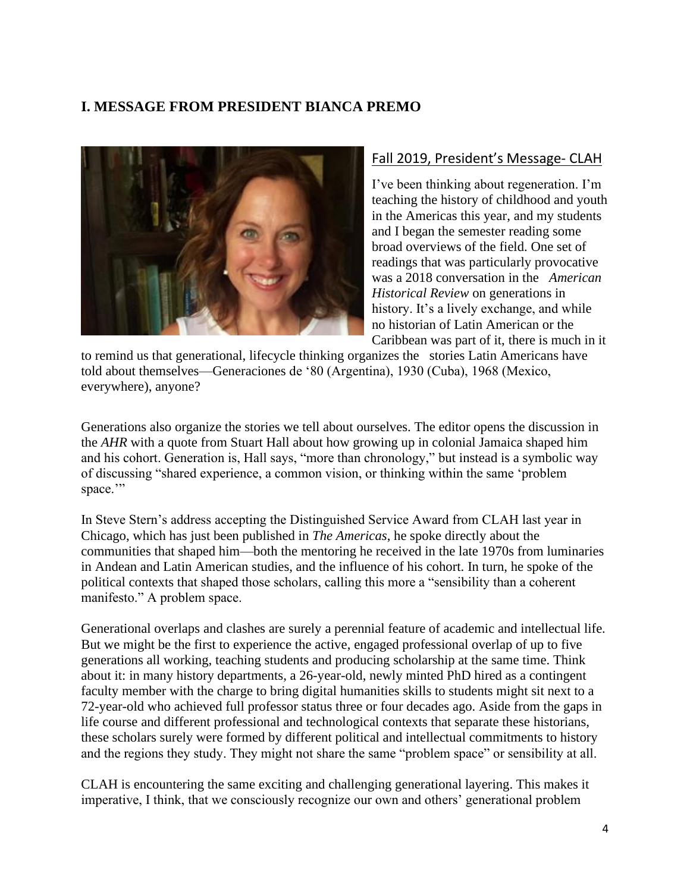## I. MESSAGE FROM PRESIDENT BIANCA PREMO

### Fall 2019, President's Message- CLAH

I've been thinking about regeneration. I'm teaching the history of childhood and youth in the Americas this year, and my students and I began the semester reading some broad overviews of the field. One set of readings that was particularly provocative was a 2018 conversation in the *American Historical Review* on generations in history. It's a lively exchange, and while no historian of Latin American or the Caribbean was part of it, there is much in it to remind us that generational, lifecycle thinking organizes the stories Latin Americans have told about themselves—Generaciones de '80 (Argentina), 1930 (Cuba), 1968 (Mexico, everywhere), anyone?

Generations also organize the stories we tell about ourselves. The editor opens the discussion in the *AHR* with a quote from Stuart Hall about how growing up in colonial Jamaica shaped him and his cohort. Generation is, Hall says, "more than chronology," but instead is a symbolic way of discussing "shared experience, a common vision, or thinking within the same 'problem space.'"

In Steve Stern's address accepting the Distinguished Service Award from CLAH last year in Chicago, which has just been published in *The Americas*, he spoke directly about the communities that shaped him—both the mentoring he received in the late 1970s from luminaries in Andean and Latin American studies, and the influence of his cohort. In turn, he spoke of the political contexts that shaped those scholars, calling this more a "sensibility than a coherent manifesto." A problem space.

Generational overlaps and clashes are surely a perennial feature of academic and intellectual life. But we might be the first to experience the active, engaged professional overlap of up to five generations all working, teaching students and producing scholarship at the same time. Think about it: in many history departments, a 26-year-old, newly minted PhD hired as a contingent faculty member with the charge to bring digital humanities skills to students might sit next to a 72-year-old who achieved full professor status three or four decades ago. Aside from the gaps in life course and different professional and technological contexts that separate these historians, these scholars surely were formed by different political and intellectual commitments to history and the regions they study. They might not share the same "problem space" or sensibility at all.

CLAH is encountering the same exciting and challenging generational layering. This makes it imperative, I think, that we consciously recognize our own and others' generational problem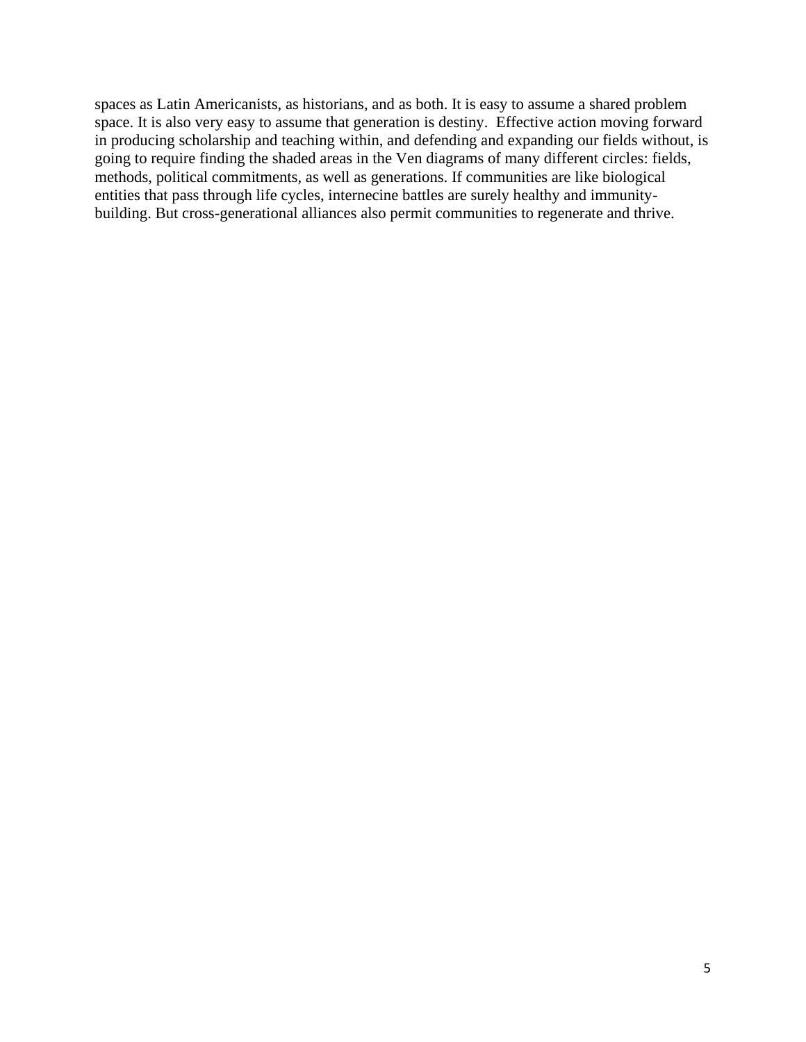spaces as Latin Americanists, as historians, and as both. It is easy to assume a shared problem space. It is also very easy to assume that generation is destiny. Effective action moving forward in producing scholarship and teaching within, and defending and expanding our fields without, is going to require finding the shaded areas in the Ven diagrams of many different circles: fields, methods, political commitments, as well as generations. If communities are like biological entities that pass through life cycles, internecine battles are surely healthy and immunity-building. But cross-generational alliances also permit communities to regenerate and thrive.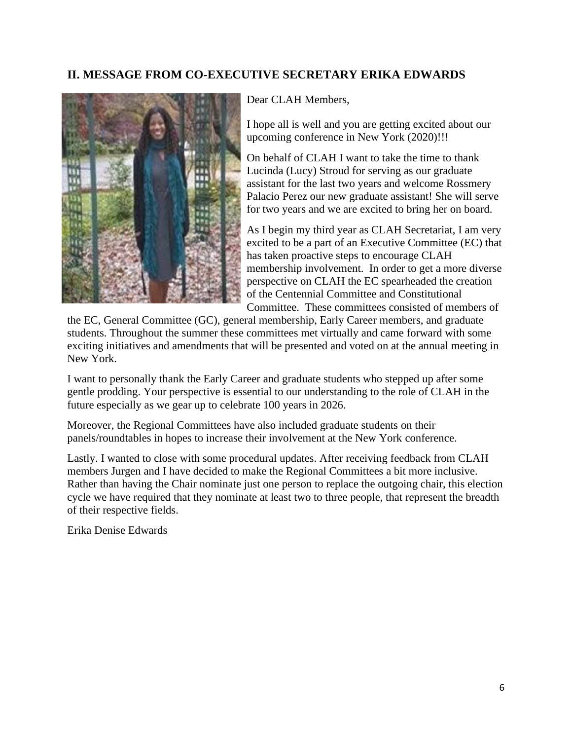## II. MESSAGE FROM CO-EXECUTIVE SECRETARY ERIKA EDWARDS

Dear CLAH Members,

I hope all is well and you are getting excited about our upcoming conference in New York (2020)!!!

On behalf of CLAH I want to take the time to thank Lucinda (Lucy) Stroud for serving as our graduate assistant for the last two years and welcome Rossmery Palacio Perez our new graduate assistant! She will serve for two years and we are excited to bring her on board.

As I begin my third year as CLAH Secretariat, I am very excited to be a part of an Executive Committee (EC) that has taken proactive steps to encourage CLAH membership involvement. In order to get a more diverse perspective on CLAH the EC spearheaded the creation of the Centennial Committee and Constitutional Committee. These committees consisted of members of the EC, General Committee (GC), general membership, Early Career members, and graduate students. Throughout the summer these committees met virtually and came forward with some exciting initiatives and amendments that will be presented and voted on at the annual meeting in New York.

I want to personally thank the Early Career and graduate students who stepped up after some gentle prodding. Your perspective is essential to our understanding to the role of CLAH in the future especially as we gear up to celebrate 100 years in 2026.

Moreover, the Regional Committees have also included graduate students on their panels/roundtables in hopes to increase their involvement at the New York conference.

Lastly. I wanted to close with some procedural updates. After receiving feedback from CLAH members Jurgen and I have decided to make the Regional Committees a bit more inclusive. Rather than having the Chair nominate just one person to replace the outgoing chair, this election cycle we have required that they nominate at least two to three people, that represent the breadth of their respective fields.

Erika Denise Edwards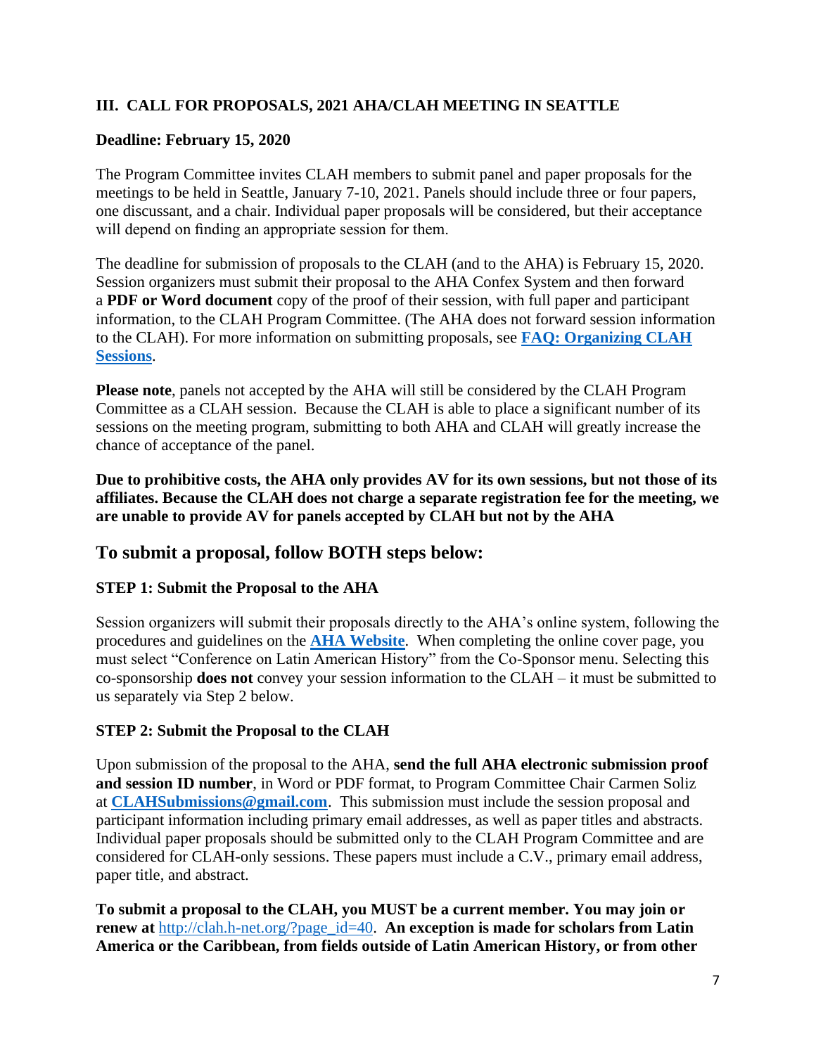### III. CALL FOR PROPOSALS, 2021 AHA/CLAH MEETING IN SEATTLE

**Deadline: February 15, 2020**

The Program Committee invites CLAH members to submit panel and paper proposals for the meetings to be held in Seattle, January 7-10, 2021. Panels should include three or four papers, one discussant, and a chair. Individual paper proposals will be considered, but their acceptance will depend on finding an appropriate session for them.

The deadline for submission of proposals to the CLAH (and to the AHA) is February 15, 2020. Session organizers must submit their proposal to the AHA Confex System and then forward a **PDF or Word document** copy of the proof of their session, with full paper and participant information, to the CLAH Program Committee. (The AHA does not forward session information to the CLAH). For more information on submitting proposals, see **FAQ: Organizing CLAH Sessions**.

**Please note**, panels not accepted by the AHA will still be considered by the CLAH Program Committee as a CLAH session. Because the CLAH is able to place a significant number of its sessions on the meeting program, submitting to both AHA and CLAH will greatly increase the chance of acceptance of the panel.

**Due to prohibitive costs, the AHA only provides AV for its own sessions, but not those of its affiliates. Because the CLAH does not charge a separate registration fee for the meeting, we are unable to provide AV for panels accepted by CLAH but not by the AHA**

## To submit a proposal, follow BOTH steps below:

**STEP 1: Submit the Proposal to the AHA**

Session organizers will submit their proposals directly to the AHA's online system, following the procedures and guidelines on the **AHA Website**. When completing the online cover page, you must select "Conference on Latin American History" from the Co-Sponsor menu. Selecting this co-sponsorship **does not** convey your session information to the CLAH – it must be submitted to us separately via Step 2 below.

**STEP 2: Submit the Proposal to the CLAH**

Upon submission of the proposal to the AHA, **send the full AHA electronic submission proof and session ID number**, in Word or PDF format, to Program Committee Chair Carmen Soliz at **CLAHSubmissions@gmail.com**. This submission must include the session proposal and participant information including primary email addresses, as well as paper titles and abstracts. Individual paper proposals should be submitted only to the CLAH Program Committee and are considered for CLAH-only sessions. These papers must include a C.V., primary email address, paper title, and abstract.

**To submit a proposal to the CLAH, you MUST be a current member. You may join or renew at** http://clah.h-net.org/?page_id=40. **An exception is made for scholars from Latin America or the Caribbean, from fields outside of Latin American History, or from other**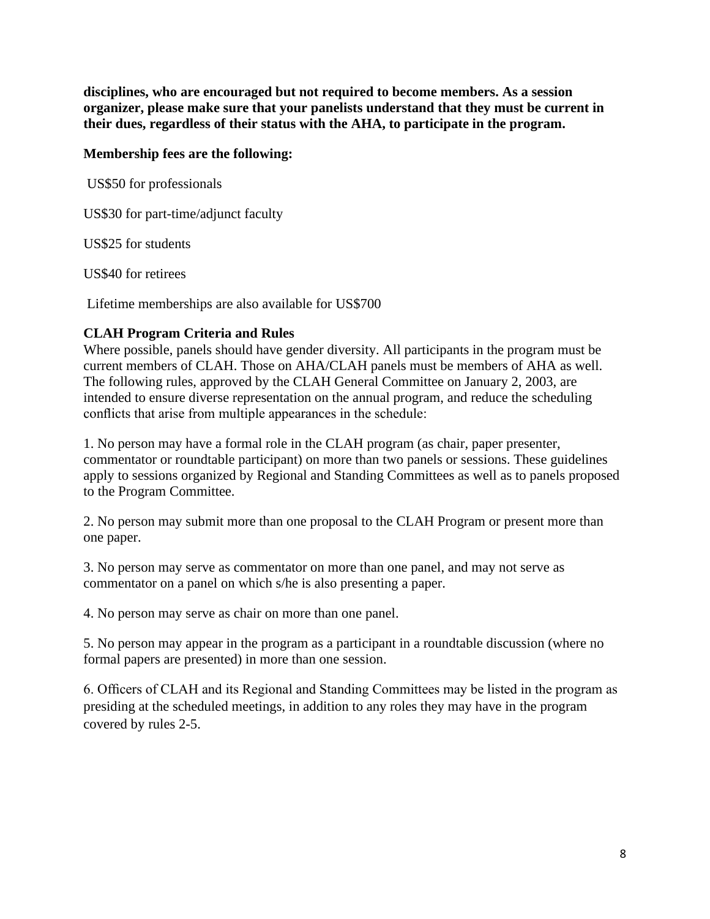**disciplines, who are encouraged but not required to become members. As a session organizer, please make sure that your panelists understand that they must be current in their dues, regardless of their status with the AHA, to participate in the program.**

**Membership fees are the following:**

US$50 for professionals

US$30 for part-time/adjunct faculty

US$25 for students

US$40 for retirees

Lifetime memberships are also available for US$700

**CLAH Program Criteria and Rules**

Where possible, panels should have gender diversity. All participants in the program must be current members of CLAH. Those on AHA/CLAH panels must be members of AHA as well. The following rules, approved by the CLAH General Committee on January 2, 2003, are intended to ensure diverse representation on the annual program, and reduce the scheduling conflicts that arise from multiple appearances in the schedule:

1. No person may have a formal role in the CLAH program (as chair, paper presenter, commentator or roundtable participant) on more than two panels or sessions. These guidelines apply to sessions organized by Regional and Standing Committees as well as to panels proposed to the Program Committee.

2. No person may submit more than one proposal to the CLAH Program or present more than one paper.

3. No person may serve as commentator on more than one panel, and may not serve as commentator on a panel on which s/he is also presenting a paper.

4. No person may serve as chair on more than one panel.

5. No person may appear in the program as a participant in a roundtable discussion (where no formal papers are presented) in more than one session.

6. Officers of CLAH and its Regional and Standing Committees may be listed in the program as presiding at the scheduled meetings, in addition to any roles they may have in the program covered by rules 2-5.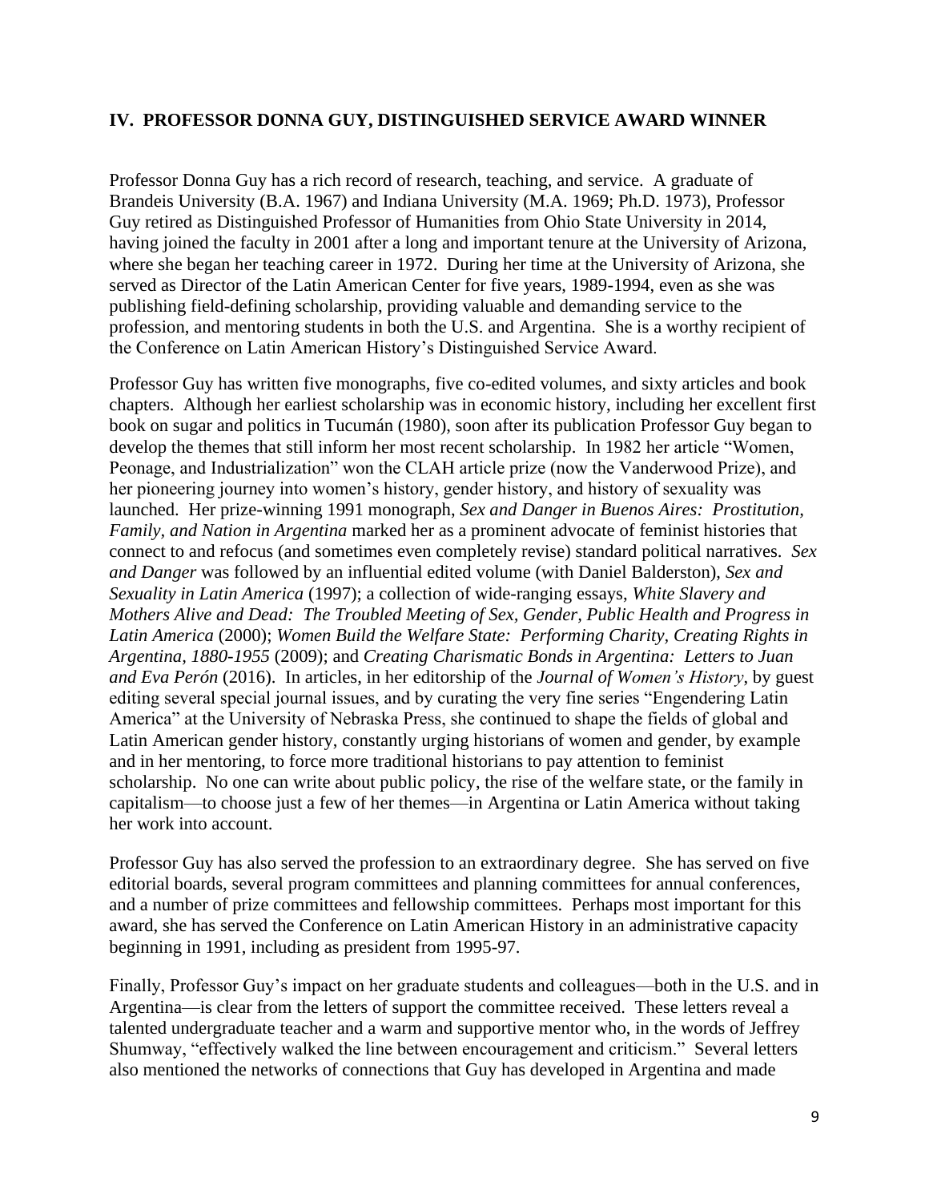## IV. PROFESSOR DONNA GUY, DISTINGUISHED SERVICE AWARD WINNER

Professor Donna Guy has a rich record of research, teaching, and service. A graduate of Brandeis University (B.A. 1967) and Indiana University (M.A. 1969; Ph.D. 1973), Professor Guy retired as Distinguished Professor of Humanities from Ohio State University in 2014, having joined the faculty in 2001 after a long and important tenure at the University of Arizona, where she began her teaching career in 1972. During her time at the University of Arizona, she served as Director of the Latin American Center for five years, 1989-1994, even as she was publishing field-defining scholarship, providing valuable and demanding service to the profession, and mentoring students in both the U.S. and Argentina. She is a worthy recipient of the Conference on Latin American History's Distinguished Service Award.

Professor Guy has written five monographs, five co-edited volumes, and sixty articles and book chapters. Although her earliest scholarship was in economic history, including her excellent first book on sugar and politics in Tucumán (1980), soon after its publication Professor Guy began to develop the themes that still inform her most recent scholarship. In 1982 her article "Women, Peonage, and Industrialization" won the CLAH article prize (now the Vanderwood Prize), and her pioneering journey into women's history, gender history, and history of sexuality was launched. Her prize-winning 1991 monograph, *Sex and Danger in Buenos Aires: Prostitution, Family, and Nation in Argentina* marked her as a prominent advocate of feminist histories that connect to and refocus (and sometimes even completely revise) standard political narratives. *Sex and Danger* was followed by an influential edited volume (with Daniel Balderston), *Sex and Sexuality in Latin America* (1997); a collection of wide-ranging essays, *White Slavery and Mothers Alive and Dead: The Troubled Meeting of Sex, Gender, Public Health and Progress in Latin America* (2000); *Women Build the Welfare State: Performing Charity, Creating Rights in Argentina, 1880-1955* (2009); and *Creating Charismatic Bonds in Argentina: Letters to Juan and Eva Perón* (2016). In articles, in her editorship of the *Journal of Women's History*, by guest editing several special journal issues, and by curating the very fine series "Engendering Latin America" at the University of Nebraska Press, she continued to shape the fields of global and Latin American gender history, constantly urging historians of women and gender, by example and in her mentoring, to force more traditional historians to pay attention to feminist scholarship. No one can write about public policy, the rise of the welfare state, or the family in capitalism—to choose just a few of her themes—in Argentina or Latin America without taking her work into account.

Professor Guy has also served the profession to an extraordinary degree. She has served on five editorial boards, several program committees and planning committees for annual conferences, and a number of prize committees and fellowship committees. Perhaps most important for this award, she has served the Conference on Latin American History in an administrative capacity beginning in 1991, including as president from 1995-97.

Finally, Professor Guy's impact on her graduate students and colleagues—both in the U.S. and in Argentina—is clear from the letters of support the committee received. These letters reveal a talented undergraduate teacher and a warm and supportive mentor who, in the words of Jeffrey Shumway, "effectively walked the line between encouragement and criticism." Several letters also mentioned the networks of connections that Guy has developed in Argentina and made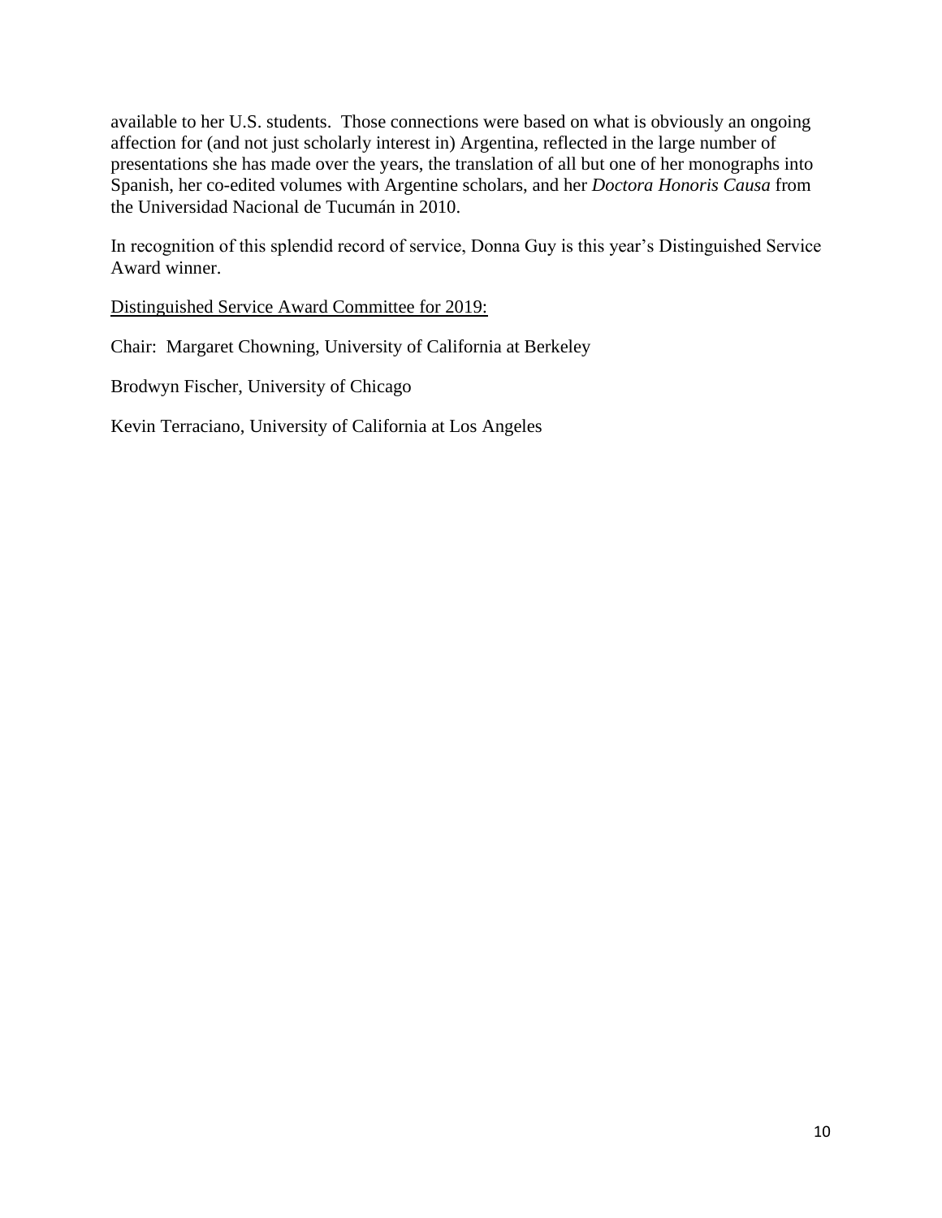available to her U.S. students. Those connections were based on what is obviously an ongoing affection for (and not just scholarly interest in) Argentina, reflected in the large number of presentations she has made over the years, the translation of all but one of her monographs into Spanish, her co-edited volumes with Argentine scholars, and her *Doctora Honoris Causa* from the Universidad Nacional de Tucumán in 2010.

In recognition of this splendid record of service, Donna Guy is this year's Distinguished Service Award winner.

<u>Distinguished Service Award Committee for 2019:</u>

Chair: Margaret Chowning, University of California at Berkeley

Brodwyn Fischer, University of Chicago

Kevin Terraciano, University of California at Los Angeles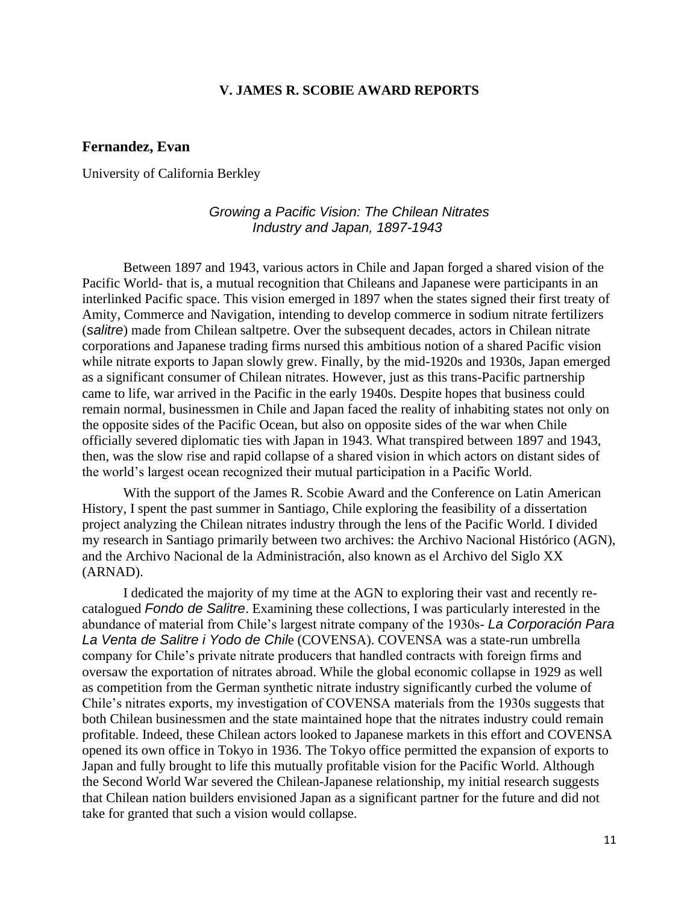# V. JAMES R. SCOBIE AWARD REPORTS

## Fernandez, Evan

University of California Berkley

### *Growing a Pacific Vision: The Chilean Nitrates Industry and Japan, 1897-1943*

Between 1897 and 1943, various actors in Chile and Japan forged a shared vision of the Pacific World- that is, a mutual recognition that Chileans and Japanese were participants in an interlinked Pacific space. This vision emerged in 1897 when the states signed their first treaty of Amity, Commerce and Navigation, intending to develop commerce in sodium nitrate fertilizers (*salitre*) made from Chilean saltpetre. Over the subsequent decades, actors in Chilean nitrate corporations and Japanese trading firms nursed this ambitious notion of a shared Pacific vision while nitrate exports to Japan slowly grew. Finally, by the mid-1920s and 1930s, Japan emerged as a significant consumer of Chilean nitrates. However, just as this trans-Pacific partnership came to life, war arrived in the Pacific in the early 1940s. Despite hopes that business could remain normal, businessmen in Chile and Japan faced the reality of inhabiting states not only on the opposite sides of the Pacific Ocean, but also on opposite sides of the war when Chile officially severed diplomatic ties with Japan in 1943. What transpired between 1897 and 1943, then, was the slow rise and rapid collapse of a shared vision in which actors on distant sides of the world's largest ocean recognized their mutual participation in a Pacific World.

With the support of the James R. Scobie Award and the Conference on Latin American History, I spent the past summer in Santiago, Chile exploring the feasibility of a dissertation project analyzing the Chilean nitrates industry through the lens of the Pacific World. I divided my research in Santiago primarily between two archives: the Archivo Nacional Histórico (AGN), and the Archivo Nacional de la Administración, also known as el Archivo del Siglo XX (ARNAD).

I dedicated the majority of my time at the AGN to exploring their vast and recently re-catalogued *Fondo de Salitre*. Examining these collections, I was particularly interested in the abundance of material from Chile's largest nitrate company of the 1930s- *La Corporación Para La Venta de Salitre i Yodo de Chile* (COVENSA). COVENSA was a state-run umbrella company for Chile's private nitrate producers that handled contracts with foreign firms and oversaw the exportation of nitrates abroad. While the global economic collapse in 1929 as well as competition from the German synthetic nitrate industry significantly curbed the volume of Chile's nitrates exports, my investigation of COVENSA materials from the 1930s suggests that both Chilean businessmen and the state maintained hope that the nitrates industry could remain profitable. Indeed, these Chilean actors looked to Japanese markets in this effort and COVENSA opened its own office in Tokyo in 1936. The Tokyo office permitted the expansion of exports to Japan and fully brought to life this mutually profitable vision for the Pacific World. Although the Second World War severed the Chilean-Japanese relationship, my initial research suggests that Chilean nation builders envisioned Japan as a significant partner for the future and did not take for granted that such a vision would collapse.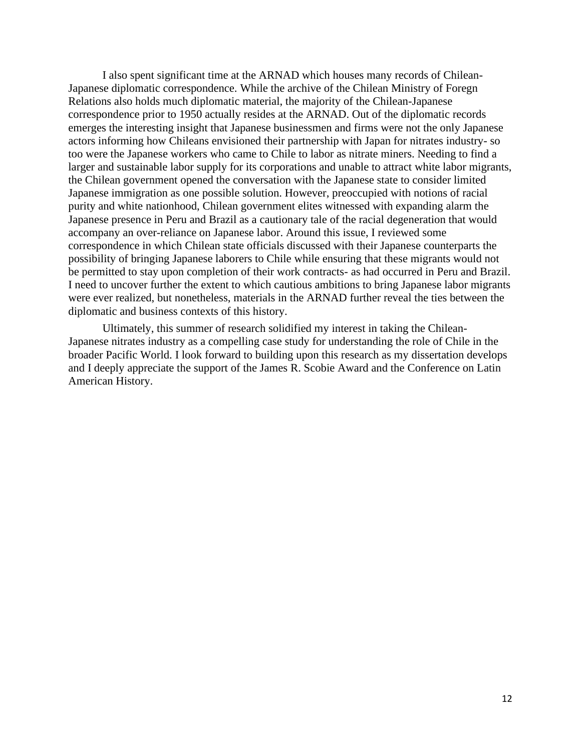I also spent significant time at the ARNAD which houses many records of Chilean-Japanese diplomatic correspondence. While the archive of the Chilean Ministry of Foregn Relations also holds much diplomatic material, the majority of the Chilean-Japanese correspondence prior to 1950 actually resides at the ARNAD. Out of the diplomatic records emerges the interesting insight that Japanese businessmen and firms were not the only Japanese actors informing how Chileans envisioned their partnership with Japan for nitrates industry- so too were the Japanese workers who came to Chile to labor as nitrate miners. Needing to find a larger and sustainable labor supply for its corporations and unable to attract white labor migrants, the Chilean government opened the conversation with the Japanese state to consider limited Japanese immigration as one possible solution. However, preoccupied with notions of racial purity and white nationhood, Chilean government elites witnessed with expanding alarm the Japanese presence in Peru and Brazil as a cautionary tale of the racial degeneration that would accompany an over-reliance on Japanese labor. Around this issue, I reviewed some correspondence in which Chilean state officials discussed with their Japanese counterparts the possibility of bringing Japanese laborers to Chile while ensuring that these migrants would not be permitted to stay upon completion of their work contracts- as had occurred in Peru and Brazil. I need to uncover further the extent to which cautious ambitions to bring Japanese labor migrants were ever realized, but nonetheless, materials in the ARNAD further reveal the ties between the diplomatic and business contexts of this history.

Ultimately, this summer of research solidified my interest in taking the Chilean-Japanese nitrates industry as a compelling case study for understanding the role of Chile in the broader Pacific World. I look forward to building upon this research as my dissertation develops and I deeply appreciate the support of the James R. Scobie Award and the Conference on Latin American History.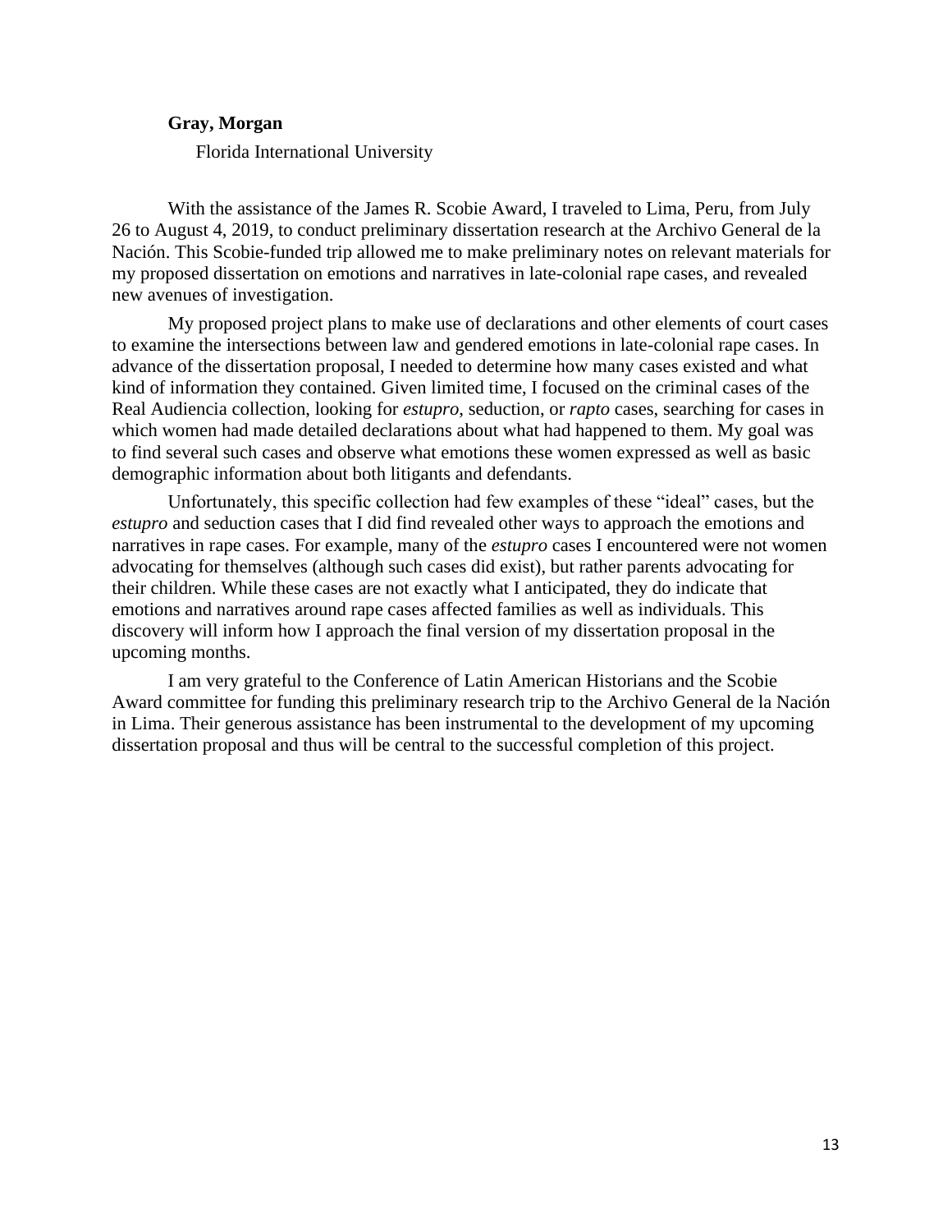**Gray, Morgan**

Florida International University

With the assistance of the James R. Scobie Award, I traveled to Lima, Peru, from July 26 to August 4, 2019, to conduct preliminary dissertation research at the Archivo General de la Nación. This Scobie-funded trip allowed me to make preliminary notes on relevant materials for my proposed dissertation on emotions and narratives in late-colonial rape cases, and revealed new avenues of investigation.

My proposed project plans to make use of declarations and other elements of court cases to examine the intersections between law and gendered emotions in late-colonial rape cases. In advance of the dissertation proposal, I needed to determine how many cases existed and what kind of information they contained. Given limited time, I focused on the criminal cases of the Real Audiencia collection, looking for *estupro*, seduction, or *rapto* cases, searching for cases in which women had made detailed declarations about what had happened to them. My goal was to find several such cases and observe what emotions these women expressed as well as basic demographic information about both litigants and defendants.

Unfortunately, this specific collection had few examples of these "ideal" cases, but the *estupro* and seduction cases that I did find revealed other ways to approach the emotions and narratives in rape cases. For example, many of the *estupro* cases I encountered were not women advocating for themselves (although such cases did exist), but rather parents advocating for their children. While these cases are not exactly what I anticipated, they do indicate that emotions and narratives around rape cases affected families as well as individuals. This discovery will inform how I approach the final version of my dissertation proposal in the upcoming months.

I am very grateful to the Conference of Latin American Historians and the Scobie Award committee for funding this preliminary research trip to the Archivo General de la Nación in Lima. Their generous assistance has been instrumental to the development of my upcoming dissertation proposal and thus will be central to the successful completion of this project.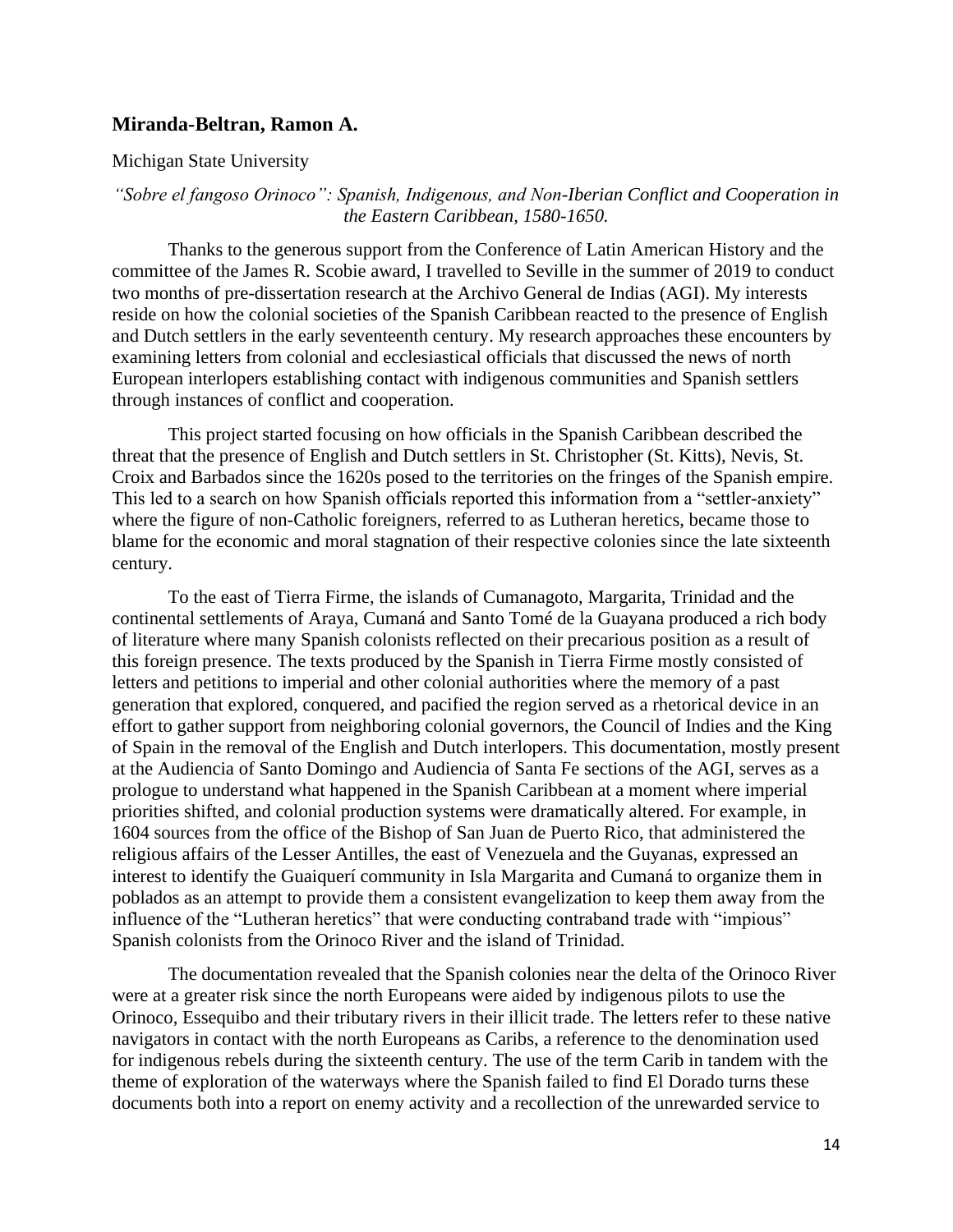## Miranda-Beltran, Ramon A.

Michigan State University

*"Sobre el fangoso Orinoco": Spanish, Indigenous, and Non-Iberian Conflict and Cooperation in the Eastern Caribbean, 1580-1650.*

Thanks to the generous support from the Conference of Latin American History and the committee of the James R. Scobie award, I travelled to Seville in the summer of 2019 to conduct two months of pre-dissertation research at the Archivo General de Indias (AGI). My interests reside on how the colonial societies of the Spanish Caribbean reacted to the presence of English and Dutch settlers in the early seventeenth century. My research approaches these encounters by examining letters from colonial and ecclesiastical officials that discussed the news of north European interlopers establishing contact with indigenous communities and Spanish settlers through instances of conflict and cooperation.

This project started focusing on how officials in the Spanish Caribbean described the threat that the presence of English and Dutch settlers in St. Christopher (St. Kitts), Nevis, St. Croix and Barbados since the 1620s posed to the territories on the fringes of the Spanish empire. This led to a search on how Spanish officials reported this information from a "settler-anxiety" where the figure of non-Catholic foreigners, referred to as Lutheran heretics, became those to blame for the economic and moral stagnation of their respective colonies since the late sixteenth century.

To the east of Tierra Firme, the islands of Cumanagoto, Margarita, Trinidad and the continental settlements of Araya, Cumaná and Santo Tomé de la Guayana produced a rich body of literature where many Spanish colonists reflected on their precarious position as a result of this foreign presence. The texts produced by the Spanish in Tierra Firme mostly consisted of letters and petitions to imperial and other colonial authorities where the memory of a past generation that explored, conquered, and pacified the region served as a rhetorical device in an effort to gather support from neighboring colonial governors, the Council of Indies and the King of Spain in the removal of the English and Dutch interlopers. This documentation, mostly present at the Audiencia of Santo Domingo and Audiencia of Santa Fe sections of the AGI, serves as a prologue to understand what happened in the Spanish Caribbean at a moment where imperial priorities shifted, and colonial production systems were dramatically altered. For example, in 1604 sources from the office of the Bishop of San Juan de Puerto Rico, that administered the religious affairs of the Lesser Antilles, the east of Venezuela and the Guyanas, expressed an interest to identify the Guaiquerí community in Isla Margarita and Cumaná to organize them in poblados as an attempt to provide them a consistent evangelization to keep them away from the influence of the "Lutheran heretics" that were conducting contraband trade with "impious" Spanish colonists from the Orinoco River and the island of Trinidad.

The documentation revealed that the Spanish colonies near the delta of the Orinoco River were at a greater risk since the north Europeans were aided by indigenous pilots to use the Orinoco, Essequibo and their tributary rivers in their illicit trade. The letters refer to these native navigators in contact with the north Europeans as Caribs, a reference to the denomination used for indigenous rebels during the sixteenth century. The use of the term Carib in tandem with the theme of exploration of the waterways where the Spanish failed to find El Dorado turns these documents both into a report on enemy activity and a recollection of the unrewarded service to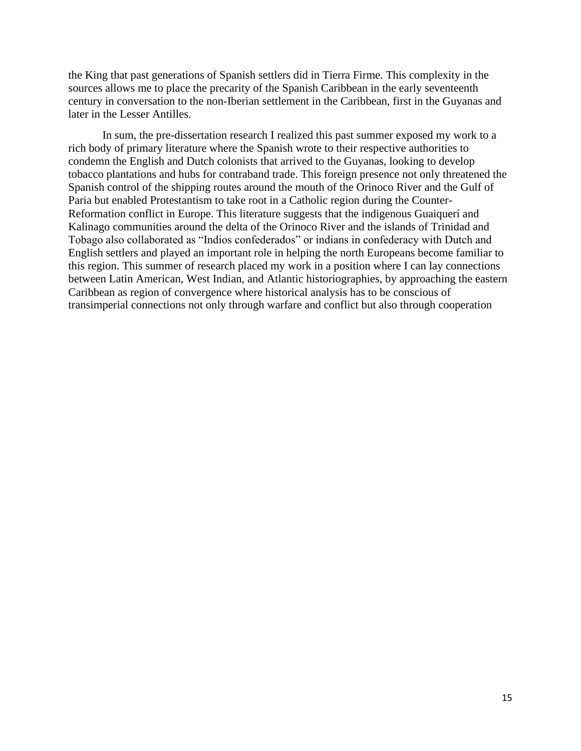the King that past generations of Spanish settlers did in Tierra Firme. This complexity in the sources allows me to place the precarity of the Spanish Caribbean in the early seventeenth century in conversation to the non-Iberian settlement in the Caribbean, first in the Guyanas and later in the Lesser Antilles.

In sum, the pre-dissertation research I realized this past summer exposed my work to a rich body of primary literature where the Spanish wrote to their respective authorities to condemn the English and Dutch colonists that arrived to the Guyanas, looking to develop tobacco plantations and hubs for contraband trade. This foreign presence not only threatened the Spanish control of the shipping routes around the mouth of the Orinoco River and the Gulf of Paria but enabled Protestantism to take root in a Catholic region during the Counter-Reformation conflict in Europe. This literature suggests that the indigenous Guaiquerí and Kalinago communities around the delta of the Orinoco River and the islands of Trinidad and Tobago also collaborated as "Indios confederados" or indians in confederacy with Dutch and English settlers and played an important role in helping the north Europeans become familiar to this region. This summer of research placed my work in a position where I can lay connections between Latin American, West Indian, and Atlantic historiographies, by approaching the eastern Caribbean as region of convergence where historical analysis has to be conscious of transimperial connections not only through warfare and conflict but also through cooperation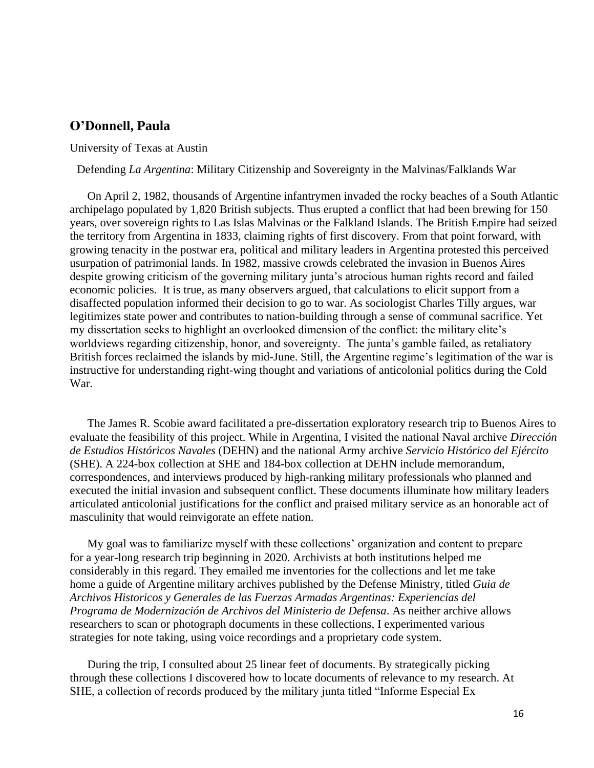## O'Donnell, Paula

University of Texas at Austin

Defending *La Argentina*: Military Citizenship and Sovereignty in the Malvinas/Falklands War

On April 2, 1982, thousands of Argentine infantrymen invaded the rocky beaches of a South Atlantic archipelago populated by 1,820 British subjects. Thus erupted a conflict that had been brewing for 150 years, over sovereign rights to Las Islas Malvinas or the Falkland Islands. The British Empire had seized the territory from Argentina in 1833, claiming rights of first discovery. From that point forward, with growing tenacity in the postwar era, political and military leaders in Argentina protested this perceived usurpation of patrimonial lands. In 1982, massive crowds celebrated the invasion in Buenos Aires despite growing criticism of the governing military junta's atrocious human rights record and failed economic policies. It is true, as many observers argued, that calculations to elicit support from a disaffected population informed their decision to go to war. As sociologist Charles Tilly argues, war legitimizes state power and contributes to nation-building through a sense of communal sacrifice. Yet my dissertation seeks to highlight an overlooked dimension of the conflict: the military elite's worldviews regarding citizenship, honor, and sovereignty. The junta's gamble failed, as retaliatory British forces reclaimed the islands by mid-June. Still, the Argentine regime's legitimation of the war is instructive for understanding right-wing thought and variations of anticolonial politics during the Cold War.

The James R. Scobie award facilitated a pre-dissertation exploratory research trip to Buenos Aires to evaluate the feasibility of this project. While in Argentina, I visited the national Naval archive *Dirección de Estudios Históricos Navales* (DEHN) and the national Army archive *Servicio Histórico del Ejército* (SHE). A 224-box collection at SHE and 184-box collection at DEHN include memorandum, correspondences, and interviews produced by high-ranking military professionals who planned and executed the initial invasion and subsequent conflict. These documents illuminate how military leaders articulated anticolonial justifications for the conflict and praised military service as an honorable act of masculinity that would reinvigorate an effete nation.

My goal was to familiarize myself with these collections' organization and content to prepare for a year-long research trip beginning in 2020. Archivists at both institutions helped me considerably in this regard. They emailed me inventories for the collections and let me take home a guide of Argentine military archives published by the Defense Ministry, titled *Guia de Archivos Historicos y Generales de las Fuerzas Armadas Argentinas: Experiencias del Programa de Modernización de Archivos del Ministerio de Defensa*. As neither archive allows researchers to scan or photograph documents in these collections, I experimented various strategies for note taking, using voice recordings and a proprietary code system.

During the trip, I consulted about 25 linear feet of documents. By strategically picking through these collections I discovered how to locate documents of relevance to my research. At SHE, a collection of records produced by the military junta titled "Informe Especial Ex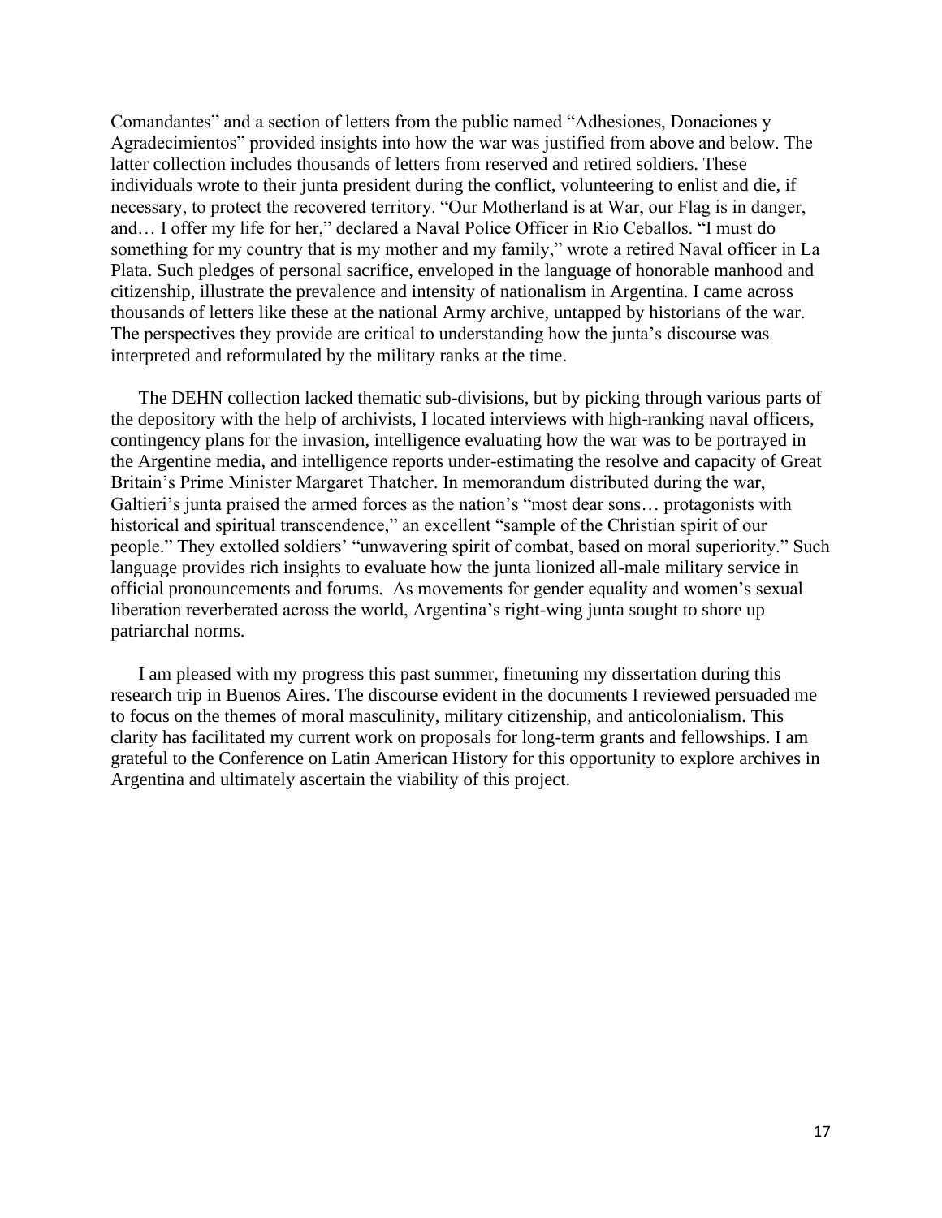Comandantes" and a section of letters from the public named "Adhesiones, Donaciones y Agradecimientos" provided insights into how the war was justified from above and below. The latter collection includes thousands of letters from reserved and retired soldiers. These individuals wrote to their junta president during the conflict, volunteering to enlist and die, if necessary, to protect the recovered territory. "Our Motherland is at War, our Flag is in danger, and… I offer my life for her," declared a Naval Police Officer in Rio Ceballos. "I must do something for my country that is my mother and my family," wrote a retired Naval officer in La Plata. Such pledges of personal sacrifice, enveloped in the language of honorable manhood and citizenship, illustrate the prevalence and intensity of nationalism in Argentina. I came across thousands of letters like these at the national Army archive, untapped by historians of the war. The perspectives they provide are critical to understanding how the junta's discourse was interpreted and reformulated by the military ranks at the time.

The DEHN collection lacked thematic sub-divisions, but by picking through various parts of the depository with the help of archivists, I located interviews with high-ranking naval officers, contingency plans for the invasion, intelligence evaluating how the war was to be portrayed in the Argentine media, and intelligence reports under-estimating the resolve and capacity of Great Britain's Prime Minister Margaret Thatcher. In memorandum distributed during the war, Galtieri's junta praised the armed forces as the nation's "most dear sons… protagonists with historical and spiritual transcendence," an excellent "sample of the Christian spirit of our people." They extolled soldiers' "unwavering spirit of combat, based on moral superiority." Such language provides rich insights to evaluate how the junta lionized all-male military service in official pronouncements and forums. As movements for gender equality and women's sexual liberation reverberated across the world, Argentina's right-wing junta sought to shore up patriarchal norms.

I am pleased with my progress this past summer, finetuning my dissertation during this research trip in Buenos Aires. The discourse evident in the documents I reviewed persuaded me to focus on the themes of moral masculinity, military citizenship, and anticolonialism. This clarity has facilitated my current work on proposals for long-term grants and fellowships. I am grateful to the Conference on Latin American History for this opportunity to explore archives in Argentina and ultimately ascertain the viability of this project.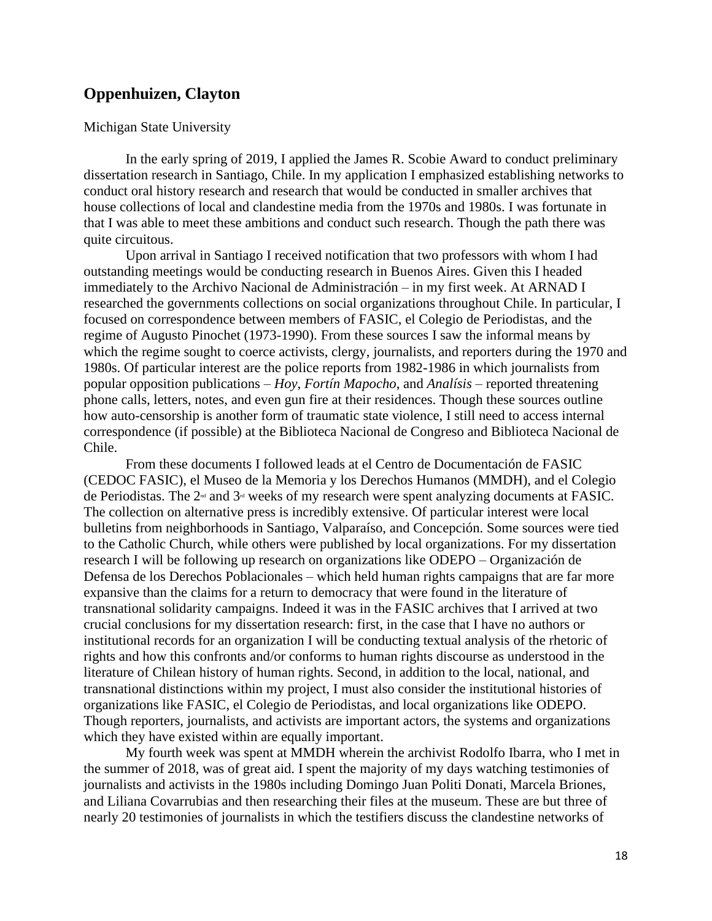## Oppenhuizen, Clayton

Michigan State University

In the early spring of 2019, I applied the James R. Scobie Award to conduct preliminary dissertation research in Santiago, Chile. In my application I emphasized establishing networks to conduct oral history research and research that would be conducted in smaller archives that house collections of local and clandestine media from the 1970s and 1980s. I was fortunate in that I was able to meet these ambitions and conduct such research. Though the path there was quite circuitous.

Upon arrival in Santiago I received notification that two professors with whom I had outstanding meetings would be conducting research in Buenos Aires. Given this I headed immediately to the Archivo Nacional de Administración – in my first week. At ARNAD I researched the governments collections on social organizations throughout Chile. In particular, I focused on correspondence between members of FASIC, el Colegio de Periodistas, and the regime of Augusto Pinochet (1973-1990). From these sources I saw the informal means by which the regime sought to coerce activists, clergy, journalists, and reporters during the 1970 and 1980s. Of particular interest are the police reports from 1982-1986 in which journalists from popular opposition publications – *Hoy*, *Fortín Mapocho*, and *Analísis* – reported threatening phone calls, letters, notes, and even gun fire at their residences. Though these sources outline how auto-censorship is another form of traumatic state violence, I still need to access internal correspondence (if possible) at the Biblioteca Nacional de Congreso and Biblioteca Nacional de Chile.

From these documents I followed leads at el Centro de Documentación de FASIC (CEDOC FASIC), el Museo de la Memoria y los Derechos Humanos (MMDH), and el Colegio de Periodistas. The 2nd and 3rd weeks of my research were spent analyzing documents at FASIC. The collection on alternative press is incredibly extensive. Of particular interest were local bulletins from neighborhoods in Santiago, Valparaíso, and Concepción. Some sources were tied to the Catholic Church, while others were published by local organizations. For my dissertation research I will be following up research on organizations like ODEPO – Organización de Defensa de los Derechos Poblacionales – which held human rights campaigns that are far more expansive than the claims for a return to democracy that were found in the literature of transnational solidarity campaigns. Indeed it was in the FASIC archives that I arrived at two crucial conclusions for my dissertation research: first, in the case that I have no authors or institutional records for an organization I will be conducting textual analysis of the rhetoric of rights and how this confronts and/or conforms to human rights discourse as understood in the literature of Chilean history of human rights. Second, in addition to the local, national, and transnational distinctions within my project, I must also consider the institutional histories of organizations like FASIC, el Colegio de Periodistas, and local organizations like ODEPO. Though reporters, journalists, and activists are important actors, the systems and organizations which they have existed within are equally important.

My fourth week was spent at MMDH wherein the archivist Rodolfo Ibarra, who I met in the summer of 2018, was of great aid. I spent the majority of my days watching testimonies of journalists and activists in the 1980s including Domingo Juan Politi Donati, Marcela Briones, and Liliana Covarrubias and then researching their files at the museum. These are but three of nearly 20 testimonies of journalists in which the testifiers discuss the clandestine networks of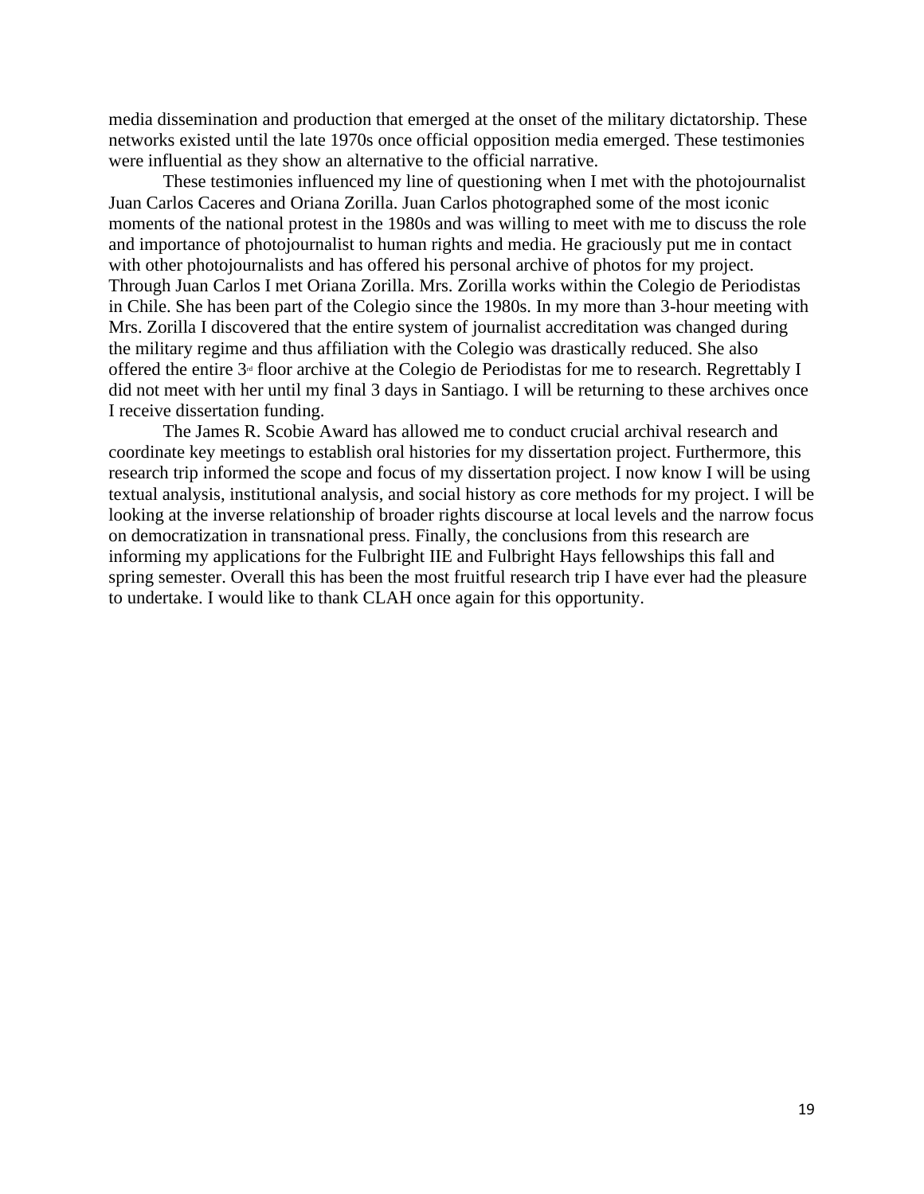media dissemination and production that emerged at the onset of the military dictatorship. These networks existed until the late 1970s once official opposition media emerged. These testimonies were influential as they show an alternative to the official narrative.

These testimonies influenced my line of questioning when I met with the photojournalist Juan Carlos Caceres and Oriana Zorilla. Juan Carlos photographed some of the most iconic moments of the national protest in the 1980s and was willing to meet with me to discuss the role and importance of photojournalist to human rights and media. He graciously put me in contact with other photojournalists and has offered his personal archive of photos for my project. Through Juan Carlos I met Oriana Zorilla. Mrs. Zorilla works within the Colegio de Periodistas in Chile. She has been part of the Colegio since the 1980s. In my more than 3-hour meeting with Mrs. Zorilla I discovered that the entire system of journalist accreditation was changed during the military regime and thus affiliation with the Colegio was drastically reduced. She also offered the entire 3rd floor archive at the Colegio de Periodistas for me to research. Regrettably I did not meet with her until my final 3 days in Santiago. I will be returning to these archives once I receive dissertation funding.

The James R. Scobie Award has allowed me to conduct crucial archival research and coordinate key meetings to establish oral histories for my dissertation project. Furthermore, this research trip informed the scope and focus of my dissertation project. I now know I will be using textual analysis, institutional analysis, and social history as core methods for my project. I will be looking at the inverse relationship of broader rights discourse at local levels and the narrow focus on democratization in transnational press. Finally, the conclusions from this research are informing my applications for the Fulbright IIE and Fulbright Hays fellowships this fall and spring semester. Overall this has been the most fruitful research trip I have ever had the pleasure to undertake. I would like to thank CLAH once again for this opportunity.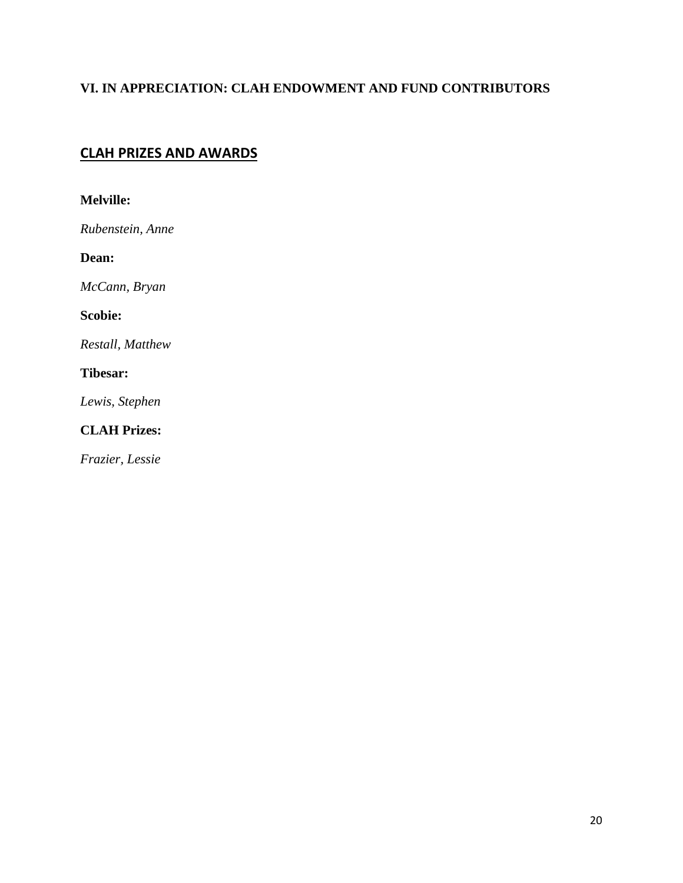## VI. IN APPRECIATION: CLAH ENDOWMENT AND FUND CONTRIBUTORS

### CLAH PRIZES AND AWARDS

**Melville:**

*Rubenstein, Anne*

**Dean:**

*McCann, Bryan*

**Scobie:**

*Restall, Matthew*

**Tibesar:**

*Lewis, Stephen*

**CLAH Prizes:**

*Frazier, Lessie*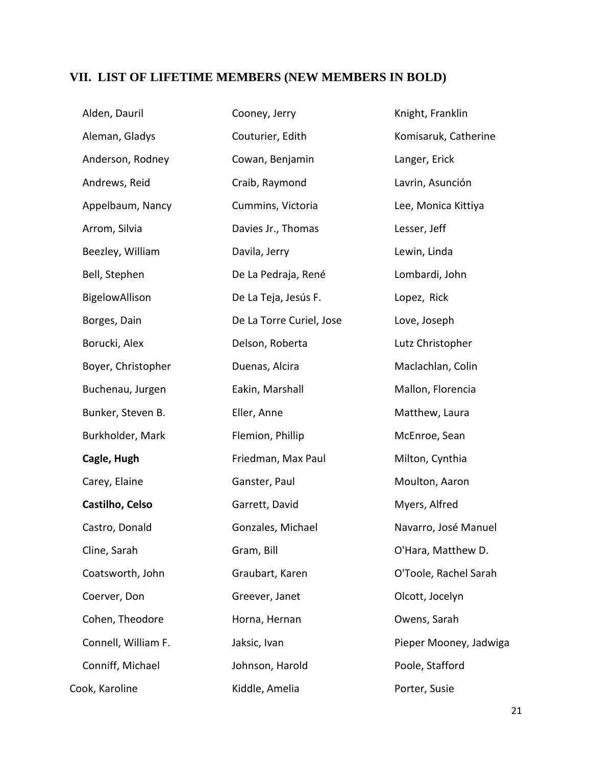## VII. LIST OF LIFETIME MEMBERS (NEW MEMBERS IN BOLD)

Alden, Dauril
Aleman, Gladys
Anderson, Rodney
Andrews, Reid
Appelbaum, Nancy
Arrom, Silvia
Beezley, William
Bell, Stephen
BigelowAllison
Borges, Dain
Borucki, Alex
Boyer, Christopher
Buchenau, Jurgen
Bunker, Steven B.
Burkholder, Mark
**Cagle, Hugh**
Carey, Elaine
**Castilho, Celso**
Castro, Donald
Cline, Sarah
Coatsworth, John
Coerver, Don
Cohen, Theodore
Connell, William F.
Conniff, Michael
Cook, Karoline
Cooney, Jerry
Couturier, Edith
Cowan, Benjamin
Craib, Raymond
Cummins, Victoria
Davies Jr., Thomas
Davila, Jerry
De La Pedraja, René
De La Teja, Jesús F.
De La Torre Curiel, Jose
Delson, Roberta
Duenas, Alcira
Eakin, Marshall
Eller, Anne
Flemion, Phillip
Friedman, Max Paul
Ganster, Paul
Garrett, David
Gonzales, Michael
Gram, Bill
Graubart, Karen
Greever, Janet
Horna, Hernan
Jaksic, Ivan
Johnson, Harold
Kiddle, Amelia
Knight, Franklin
Komisaruk, Catherine
Langer, Erick
Lavrin, Asunción
Lee, Monica Kittiya
Lesser, Jeff
Lewin, Linda
Lombardi, John
Lopez, Rick
Love, Joseph
Lutz Christopher
Maclachlan, Colin
Mallon, Florencia
Matthew, Laura
McEnroe, Sean
Milton, Cynthia
Moulton, Aaron
Myers, Alfred
Navarro, José Manuel
O'Hara, Matthew D.
O'Toole, Rachel Sarah
Olcott, Jocelyn
Owens, Sarah
Pieper Mooney, Jadwiga
Poole, Stafford
Porter, Susie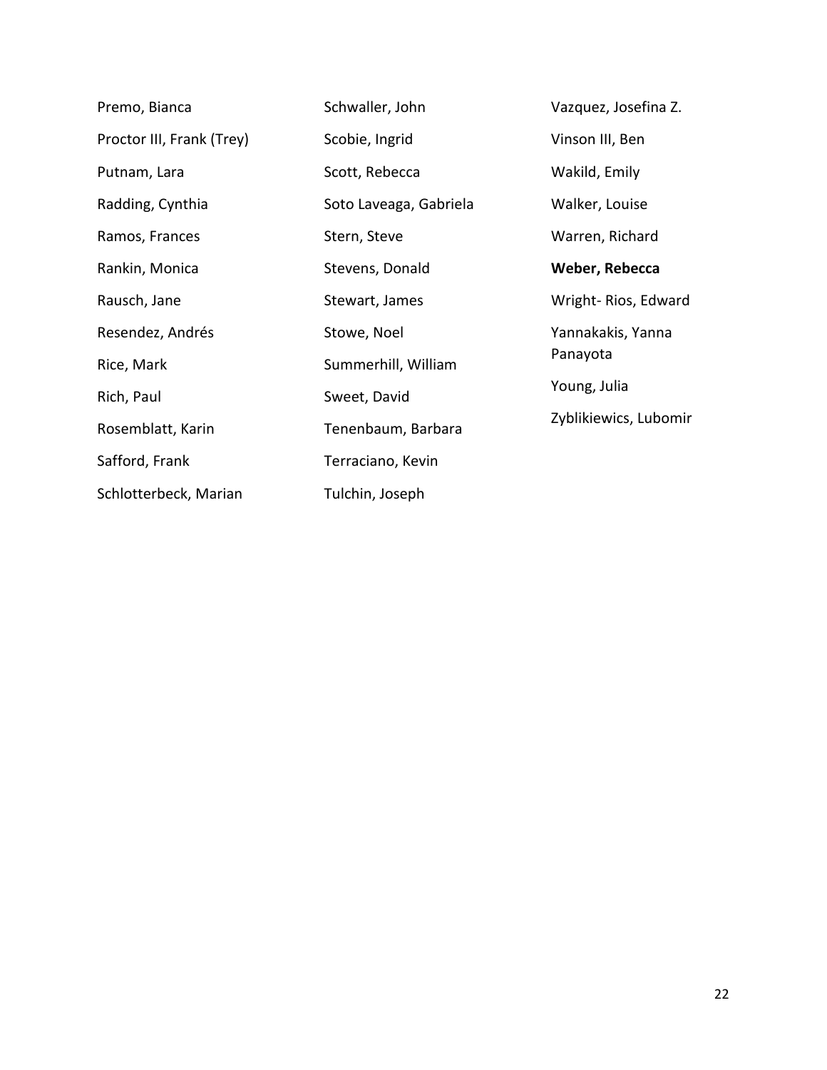Premo, Bianca

Proctor III, Frank (Trey)

Putnam, Lara

Radding, Cynthia

Ramos, Frances

Rankin, Monica

Rausch, Jane

Resendez, Andrés

Rice, Mark

Rich, Paul

Rosemblatt, Karin

Safford, Frank

Schlotterbeck, Marian

Schwaller, John

Scobie, Ingrid

Scott, Rebecca

Soto Laveaga, Gabriela

Stern, Steve

Stevens, Donald

Stewart, James

Stowe, Noel

Summerhill, William

Sweet, David

Tenenbaum, Barbara

Terraciano, Kevin

Tulchin, Joseph

Vazquez, Josefina Z.

Vinson III, Ben

Wakild, Emily

Walker, Louise

Warren, Richard

**Weber, Rebecca**

Wright- Rios, Edward

Yannakakis, Yanna Panayota

Young, Julia

Zyblikiewics, Lubomir